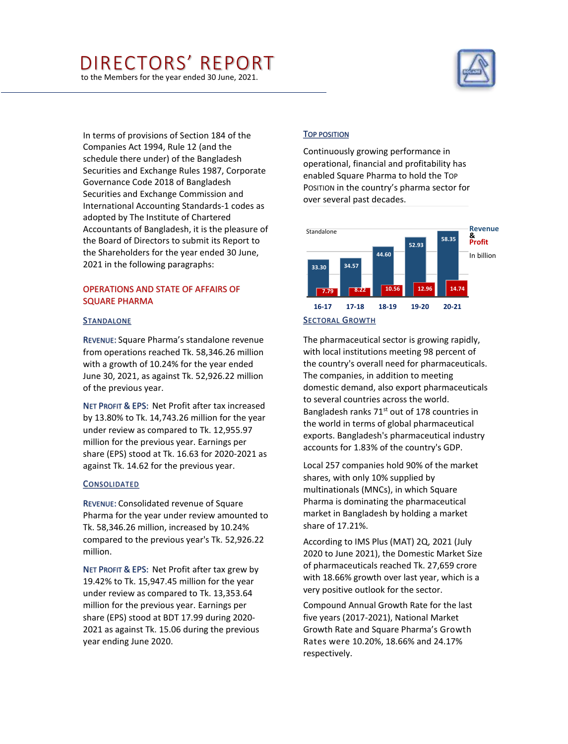# DIRECTORS' REPORT

to the Members for the year ended 30 June, 2021.

In terms of provisions of Section 184 of the Companies Act 1994, Rule 12 (and the schedule there under) of the Bangladesh Securities and Exchange Rules 1987, Corporate Governance Code 2018 of Bangladesh Securities and Exchange Commission and International Accounting Standards-1 codes as adopted by The Institute of Chartered Accountants of Bangladesh, it is the pleasure of the Board of Directors to submit its Report to the Shareholders for the year ended 30 June, 2021 in the following paragraphs:

## OPERATIONS AND STATE OF AFFAIRS OF SQUARE PHARMA

### STANDALONE

**REVENUE:** Square Pharma's standalone revenue from operations reached Tk. 58,346.26 million with a growth of 10.24% for the year ended June 30, 2021, as against Tk. 52,926.22 million of the previous year.

**NET PROFIT & EPS:** Net Profit after tax increased by 13.80% to Tk. 14,743.26 million for the year under review as compared to Tk. 12,955.97 million for the previous year. Earnings per share (EPS) stood at Tk. 16.63 for 2020-2021 as against Tk. 14.62 for the previous year.

### CONSOLIDATED

**REVENUE:** Consolidated revenue of Square Pharma for the year under review amounted to Tk. 58,346.26 million, increased by 10.24% compared to the previous year's Tk. 52,926.22 million.

**NET PROFIT & EPS:** Net Profit after tax grew by 19.42% to Tk. 15,947.45 million for the year under review as compared to Tk. 13,353.64 million for the previous year. Earnings per share (EPS) stood at BDT 17.99 during 2020-2021 as against Tk. 15.06 during the previous year ending June 2020.

### TOP POSITION

Continuously growing performance in operational, financial and profitability has enabled Square Pharma to hold the TOP POSITION in the country's pharma sector for over several past decades.

Standalone — Revenue & Profit (In billion)

| | 16-17 | 17-18 | 18-19 | 19-20 | 20-21 |
|---|---|---|---|---|---|
| Revenue | 33.30 | 34.57 | 44.60 | 52.93 | 58.35 |
| Profit | 7.79 | 8.22 | 10.56 | 12.96 | 14.74 |

### SECTORAL GROWTH

The pharmaceutical sector is growing rapidly, with local institutions meeting 98 percent of the country's overall need for pharmaceuticals. The companies, in addition to meeting domestic demand, also export pharmaceuticals to several countries across the world. Bangladesh ranks 71st out of 178 countries in the world in terms of global pharmaceutical exports. Bangladesh's pharmaceutical industry accounts for 1.83% of the country's GDP.

Local 257 companies hold 90% of the market shares, with only 10% supplied by multinationals (MNCs), in which Square Pharma is dominating the pharmaceutical market in Bangladesh by holding a market share of 17.21%.

According to IMS Plus (MAT) 2Q, 2021 (July 2020 to June 2021), the Domestic Market Size of pharmaceuticals reached Tk. 27,659 crore with 18.66% growth over last year, which is a very positive outlook for the sector.

Compound Annual Growth Rate for the last five years (2017-2021), National Market Growth Rate and Square Pharma's Growth Rates were 10.20%, 18.66% and 24.17% respectively.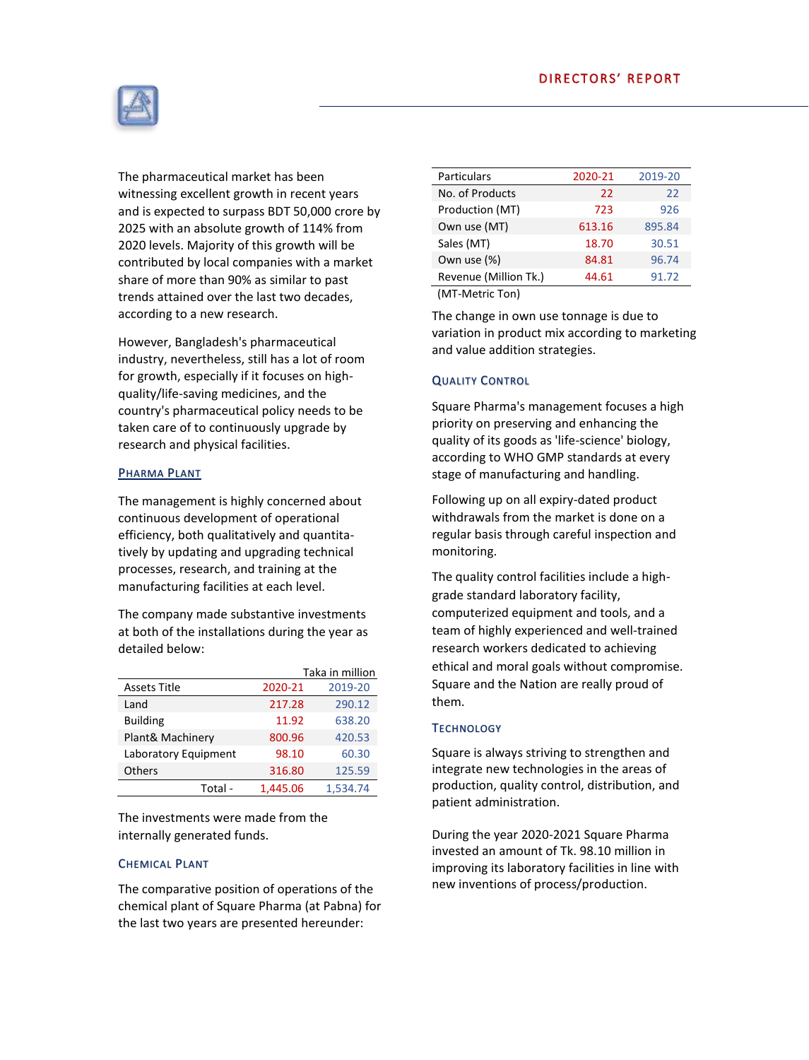The pharmaceutical market has been witnessing excellent growth in recent years and is expected to surpass BDT 50,000 crore by 2025 with an absolute growth of 114% from 2020 levels. Majority of this growth will be contributed by local companies with a market share of more than 90% as similar to past trends attained over the last two decades, according to a new research.

However, Bangladesh's pharmaceutical industry, nevertheless, still has a lot of room for growth, especially if it focuses on high-quality/life-saving medicines, and the country's pharmaceutical policy needs to be taken care of to continuously upgrade by research and physical facilities.

## Pharma Plant

The management is highly concerned about continuous development of operational efficiency, both qualitatively and quantitatively by updating and upgrading technical processes, research, and training at the manufacturing facilities at each level.

The company made substantive investments at both of the installations during the year as detailed below:

Taka in million

| Assets Title | 2020-21 | 2019-20 |
|---|---|---|
| Land | 217.28 | 290.12 |
| Building | 11.92 | 638.20 |
| Plant& Machinery | 800.96 | 420.53 |
| Laboratory Equipment | 98.10 | 60.30 |
| Others | 316.80 | 125.59 |
| Total - | 1,445.06 | 1,534.74 |

The investments were made from the internally generated funds.

## Chemical Plant

The comparative position of operations of the chemical plant of Square Pharma (at Pabna) for the last two years are presented hereunder:

| Particulars | 2020-21 | 2019-20 |
|---|---|---|
| No. of Products | 22 | 22 |
| Production (MT) | 723 | 926 |
| Own use (MT) | 613.16 | 895.84 |
| Sales (MT) | 18.70 | 30.51 |
| Own use (%) | 84.81 | 96.74 |
| Revenue (Million Tk.) | 44.61 | 91.72 |

(MT-Metric Ton)

The change in own use tonnage is due to variation in product mix according to marketing and value addition strategies.

## Quality Control

Square Pharma's management focuses a high priority on preserving and enhancing the quality of its goods as 'life-science' biology, according to WHO GMP standards at every stage of manufacturing and handling.

Following up on all expiry-dated product withdrawals from the market is done on a regular basis through careful inspection and monitoring.

The quality control facilities include a high-grade standard laboratory facility, computerized equipment and tools, and a team of highly experienced and well-trained research workers dedicated to achieving ethical and moral goals without compromise. Square and the Nation are really proud of them.

## Technology

Square is always striving to strengthen and integrate new technologies in the areas of production, quality control, distribution, and patient administration.

During the year 2020-2021 Square Pharma invested an amount of Tk. 98.10 million in improving its laboratory facilities in line with new inventions of process/production.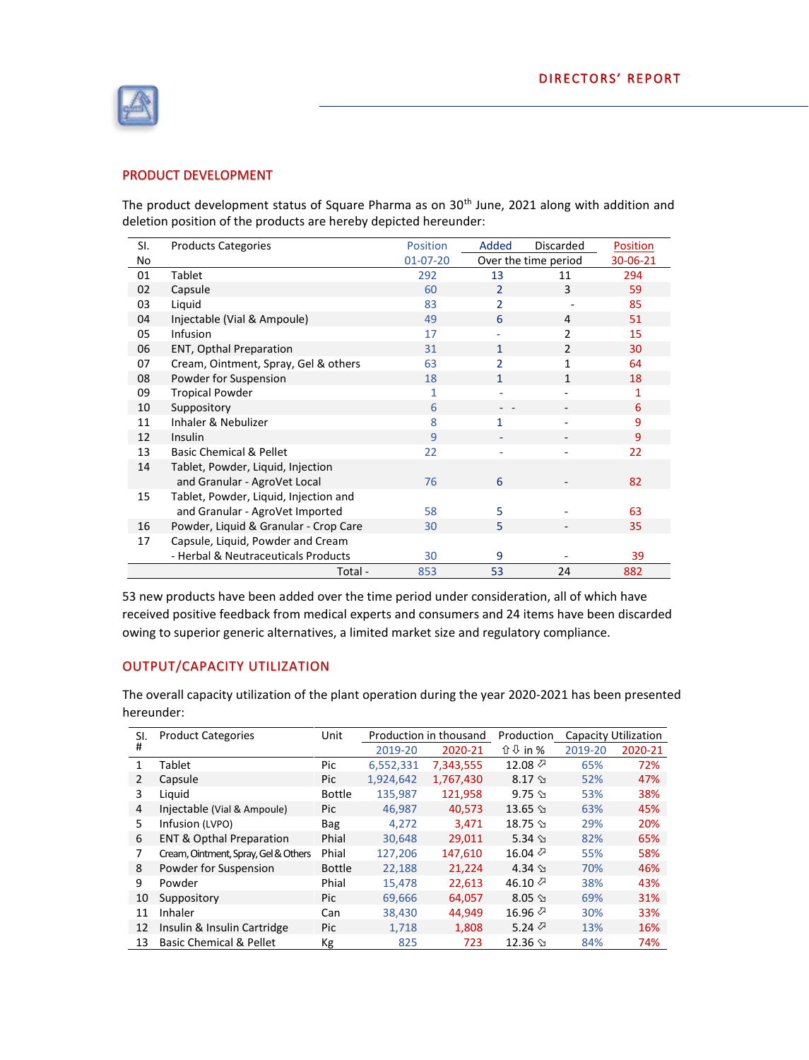## PRODUCT DEVELOPMENT

The product development status of Square Pharma as on 30th June, 2021 along with addition and deletion position of the products are hereby depicted hereunder:

| Sl. No | Products Categories | Position 01-07-20 | Added Over the time period | Discarded Over the time period | Position 30-06-21 |
|---|---|---|---|---|---|
| 01 | Tablet | 292 | 13 | 11 | 294 |
| 02 | Capsule | 60 | 2 | 3 | 59 |
| 03 | Liquid | 83 | 2 | - | 85 |
| 04 | Injectable (Vial & Ampoule) | 49 | 6 | 4 | 51 |
| 05 | Infusion | 17 | - | 2 | 15 |
| 06 | ENT, Opthal Preparation | 31 | 1 | 2 | 30 |
| 07 | Cream, Ointment, Spray, Gel & others | 63 | 2 | 1 | 64 |
| 08 | Powder for Suspension | 18 | 1 | 1 | 18 |
| 09 | Tropical Powder | 1 | - | - | 1 |
| 10 | Suppository | 6 | - - | - | 6 |
| 11 | Inhaler & Nebulizer | 8 | 1 | - | 9 |
| 12 | Insulin | 9 | - | - | 9 |
| 13 | Basic Chemical & Pellet | 22 | - | - | 22 |
| 14 | Tablet, Powder, Liquid, Injection and Granular - AgroVet Local | 76 | 6 | - | 82 |
| 15 | Tablet, Powder, Liquid, Injection and and Granular - AgroVet Imported | 58 | 5 | - | 63 |
| 16 | Powder, Liquid & Granular - Crop Care | 30 | 5 | - | 35 |
| 17 | Capsule, Liquid, Powder and Cream - Herbal & Neutraceuticals Products | 30 | 9 | - | 39 |
| | Total - | 853 | 53 | 24 | 882 |

53 new products have been added over the time period under consideration, all of which have received positive feedback from medical experts and consumers and 24 items have been discarded owing to superior generic alternatives, a limited market size and regulatory compliance.

## OUTPUT/CAPACITY UTILIZATION

The overall capacity utilization of the plant operation during the year 2020-2021 has been presented hereunder:

| Sl. # | Product Categories | Unit | Production in thousand 2019-20 | Production in thousand 2020-21 | Production ⇧⇩ in % | Capacity Utilization 2019-20 | Capacity Utilization 2020-21 |
|---|---|---|---|---|---|---|---|
| 1 | Tablet | Pic | 6,552,331 | 7,343,555 | 12.08 ⬀ | 65% | 72% |
| 2 | Capsule | Pic | 1,924,642 | 1,767,430 | 8.17 ⬂ | 52% | 47% |
| 3 | Liquid | Bottle | 135,987 | 121,958 | 9.75 ⬂ | 53% | 38% |
| 4 | Injectable (Vial & Ampoule) | Pic | 46,987 | 40,573 | 13.65 ⬂ | 63% | 45% |
| 5 | Infusion (LVPO) | Bag | 4,272 | 3,471 | 18.75 ⬂ | 29% | 20% |
| 6 | ENT & Opthal Preparation | Phial | 30,648 | 29,011 | 5.34 ⬂ | 82% | 65% |
| 7 | Cream, Ointment, Spray, Gel & Others | Phial | 127,206 | 147,610 | 16.04 ⬀ | 55% | 58% |
| 8 | Powder for Suspension | Bottle | 22,188 | 21,224 | 4.34 ⬂ | 70% | 46% |
| 9 | Powder | Phial | 15,478 | 22,613 | 46.10 ⬀ | 38% | 43% |
| 10 | Suppository | Pic | 69,666 | 64,057 | 8.05 ⬂ | 69% | 31% |
| 11 | Inhaler | Can | 38,430 | 44,949 | 16.96 ⬀ | 30% | 33% |
| 12 | Insulin & Insulin Cartridge | Pic | 1,718 | 1,808 | 5.24 ⬀ | 13% | 16% |
| 13 | Basic Chemical & Pellet | Kg | 825 | 723 | 12.36 ⬂ | 84% | 74% |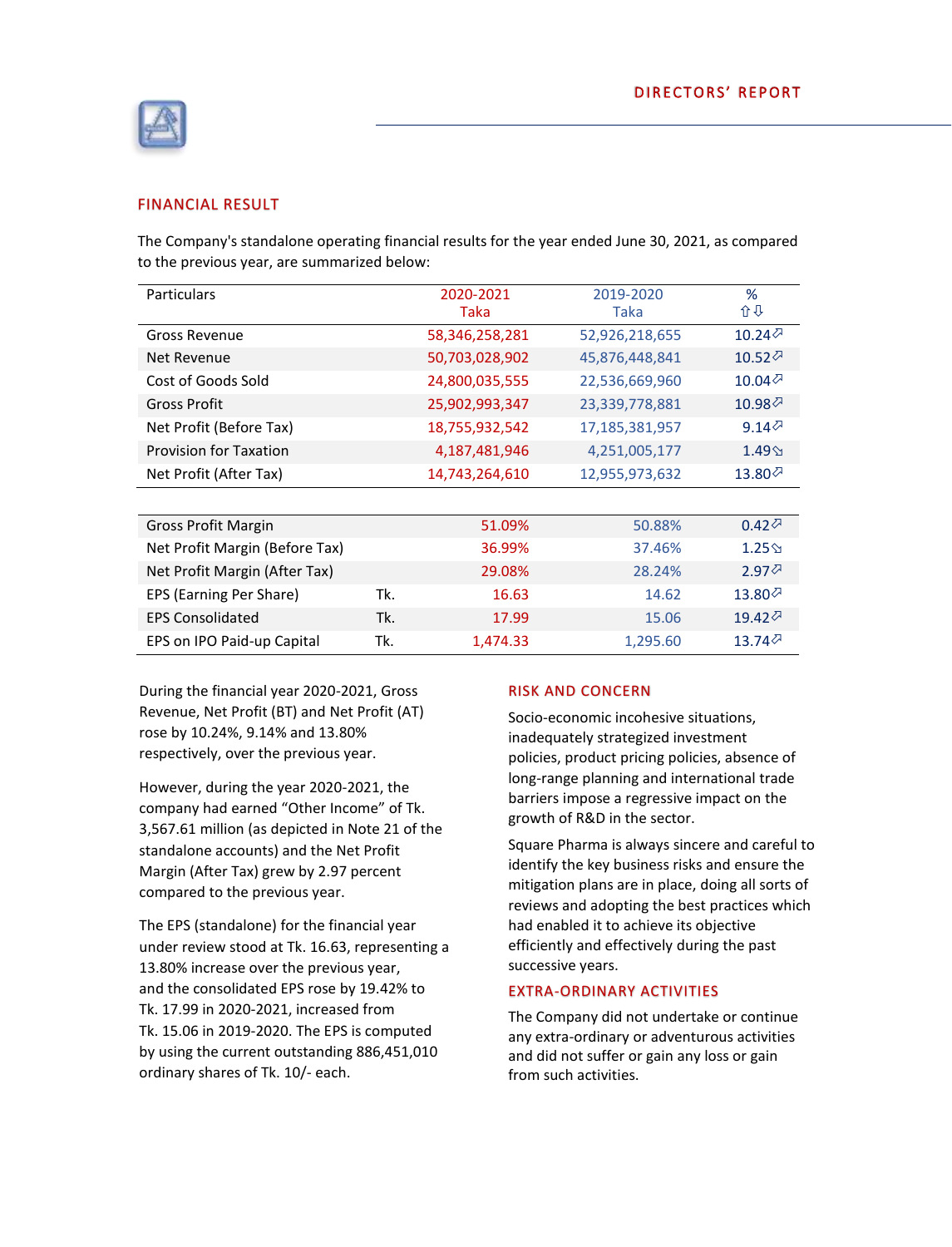## DIRECTORS' REPORT

### FINANCIAL RESULT

The Company's standalone operating financial results for the year ended June 30, 2021, as compared to the previous year, are summarized below:

| Particulars | | 2020-2021 Taka | 2019-2020 Taka | % ⇧⇩ |
|---|---|---|---|---|
| Gross Revenue | | 58,346,258,281 | 52,926,218,655 | 10.24⇗ |
| Net Revenue | | 50,703,028,902 | 45,876,448,841 | 10.52⇗ |
| Cost of Goods Sold | | 24,800,035,555 | 22,536,669,960 | 10.04⇗ |
| Gross Profit | | 25,902,993,347 | 23,339,778,881 | 10.98⇗ |
| Net Profit (Before Tax) | | 18,755,932,542 | 17,185,381,957 | 9.14⇗ |
| Provision for Taxation | | 4,187,481,946 | 4,251,005,177 | 1.49⇘ |
| Net Profit (After Tax) | | 14,743,264,610 | 12,955,973,632 | 13.80⇗ |
| Gross Profit Margin | | 51.09% | 50.88% | 0.42⇗ |
| Net Profit Margin (Before Tax) | | 36.99% | 37.46% | 1.25⇘ |
| Net Profit Margin (After Tax) | | 29.08% | 28.24% | 2.97⇗ |
| EPS (Earning Per Share) | Tk. | 16.63 | 14.62 | 13.80⇗ |
| EPS Consolidated | Tk. | 17.99 | 15.06 | 19.42⇗ |
| EPS on IPO Paid-up Capital | Tk. | 1,474.33 | 1,295.60 | 13.74⇗ |

During the financial year 2020-2021, Gross Revenue, Net Profit (BT) and Net Profit (AT) rose by 10.24%, 9.14% and 13.80% respectively, over the previous year.

However, during the year 2020-2021, the company had earned "Other Income" of Tk. 3,567.61 million (as depicted in Note 21 of the standalone accounts) and the Net Profit Margin (After Tax) grew by 2.97 percent compared to the previous year.

The EPS (standalone) for the financial year under review stood at Tk. 16.63, representing a 13.80% increase over the previous year, and the consolidated EPS rose by 19.42% to Tk. 17.99 in 2020-2021, increased from Tk. 15.06 in 2019-2020. The EPS is computed by using the current outstanding 886,451,010 ordinary shares of Tk. 10/- each.

### RISK AND CONCERN

Socio-economic incohesive situations, inadequately strategized investment policies, product pricing policies, absence of long-range planning and international trade barriers impose a regressive impact on the growth of R&D in the sector.

Square Pharma is always sincere and careful to identify the key business risks and ensure the mitigation plans are in place, doing all sorts of reviews and adopting the best practices which had enabled it to achieve its objective efficiently and effectively during the past successive years.

### EXTRA-ORDINARY ACTIVITIES

The Company did not undertake or continue any extra-ordinary or adventurous activities and did not suffer or gain any loss or gain from such activities.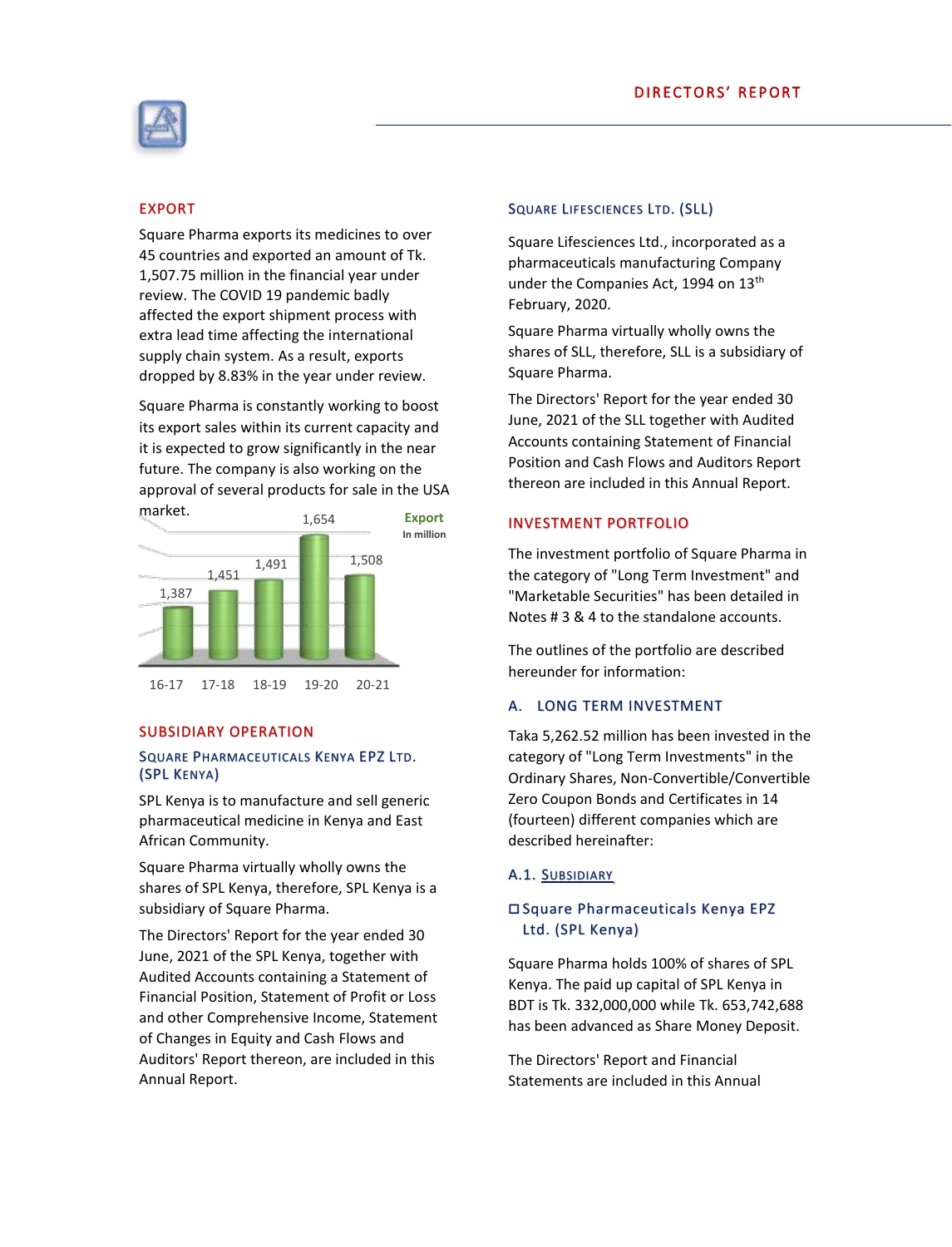## EXPORT

Square Pharma exports its medicines to over 45 countries and exported an amount of Tk. 1,507.75 million in the financial year under review. The COVID 19 pandemic badly affected the export shipment process with extra lead time affecting the international supply chain system. As a result, exports dropped by 8.83% in the year under review.

Square Pharma is constantly working to boost its export sales within its current capacity and it is expected to grow significantly in the near future. The company is also working on the approval of several products for sale in the USA market.

**Export**
In million

| 16-17 | 17-18 | 18-19 | 19-20 | 20-21 |
|---|---|---|---|---|
| 1,387 | 1,451 | 1,491 | 1,654 | 1,508 |

## SUBSIDIARY OPERATION

### Square Pharmaceuticals Kenya EPZ Ltd. (SPL Kenya)

SPL Kenya is to manufacture and sell generic pharmaceutical medicine in Kenya and East African Community.

Square Pharma virtually wholly owns the shares of SPL Kenya, therefore, SPL Kenya is a subsidiary of Square Pharma.

The Directors' Report for the year ended 30 June, 2021 of the SPL Kenya, together with Audited Accounts containing a Statement of Financial Position, Statement of Profit or Loss and other Comprehensive Income, Statement of Changes in Equity and Cash Flows and Auditors' Report thereon, are included in this Annual Report.

### Square Lifesciences Ltd. (SLL)

Square Lifesciences Ltd., incorporated as a pharmaceuticals manufacturing Company under the Companies Act, 1994 on 13th February, 2020.

Square Pharma virtually wholly owns the shares of SLL, therefore, SLL is a subsidiary of Square Pharma.

The Directors' Report for the year ended 30 June, 2021 of the SLL together with Audited Accounts containing Statement of Financial Position and Cash Flows and Auditors Report thereon are included in this Annual Report.

## INVESTMENT PORTFOLIO

The investment portfolio of Square Pharma in the category of "Long Term Investment" and "Marketable Securities" has been detailed in Notes # 3 & 4 to the standalone accounts.

The outlines of the portfolio are described hereunder for information:

### A. LONG TERM INVESTMENT

Taka 5,262.52 million has been invested in the category of "Long Term Investments" in the Ordinary Shares, Non-Convertible/Convertible Zero Coupon Bonds and Certificates in 14 (fourteen) different companies which are described hereinafter:

#### A.1. Subsidiary

- Square Pharmaceuticals Kenya EPZ Ltd. (SPL Kenya)

Square Pharma holds 100% of shares of SPL Kenya. The paid up capital of SPL Kenya in BDT is Tk. 332,000,000 while Tk. 653,742,688 has been advanced as Share Money Deposit.

The Directors' Report and Financial Statements are included in this Annual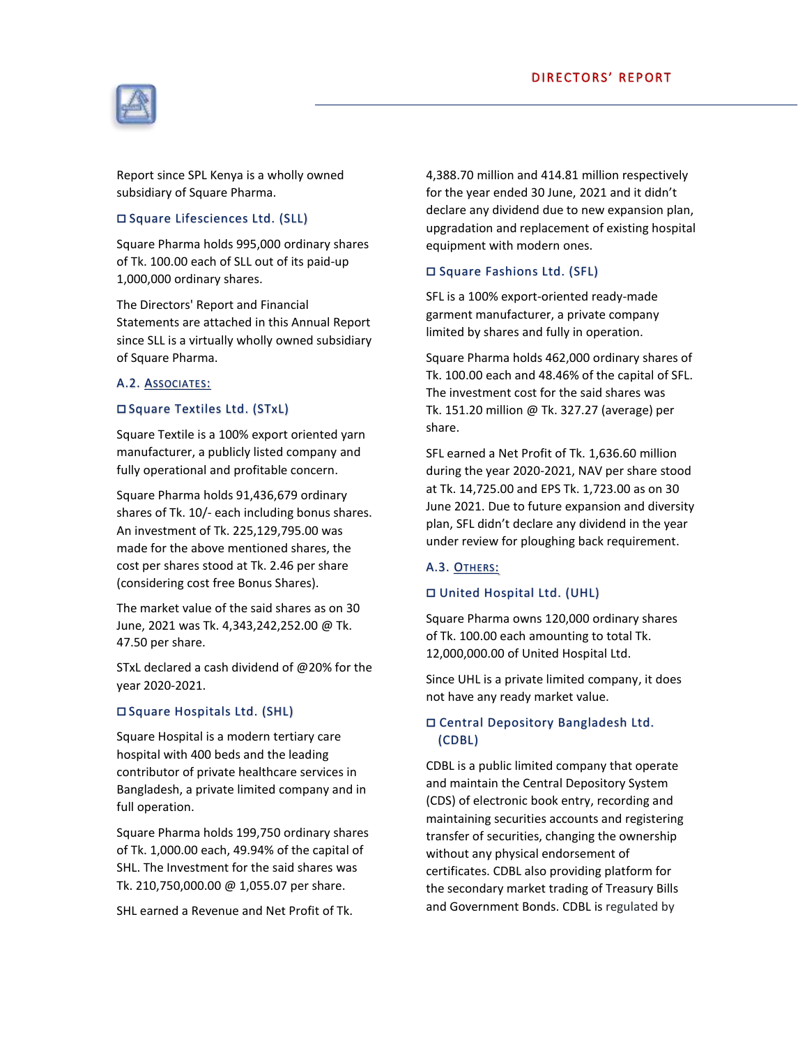Report since SPL Kenya is a wholly owned subsidiary of Square Pharma.

### ◻ Square Lifesciences Ltd. (SLL)

Square Pharma holds 995,000 ordinary shares of Tk. 100.00 each of SLL out of its paid-up 1,000,000 ordinary shares.

The Directors' Report and Financial Statements are attached in this Annual Report since SLL is a virtually wholly owned subsidiary of Square Pharma.

## A.2. Associates:

### ◻ Square Textiles Ltd. (STxL)

Square Textile is a 100% export oriented yarn manufacturer, a publicly listed company and fully operational and profitable concern.

Square Pharma holds 91,436,679 ordinary shares of Tk. 10/- each including bonus shares. An investment of Tk. 225,129,795.00 was made for the above mentioned shares, the cost per shares stood at Tk. 2.46 per share (considering cost free Bonus Shares).

The market value of the said shares as on 30 June, 2021 was Tk. 4,343,242,252.00 @ Tk. 47.50 per share.

STxL declared a cash dividend of @20% for the year 2020-2021.

### ◻ Square Hospitals Ltd. (SHL)

Square Hospital is a modern tertiary care hospital with 400 beds and the leading contributor of private healthcare services in Bangladesh, a private limited company and in full operation.

Square Pharma holds 199,750 ordinary shares of Tk. 1,000.00 each, 49.94% of the capital of SHL. The Investment for the said shares was Tk. 210,750,000.00 @ 1,055.07 per share.

SHL earned a Revenue and Net Profit of Tk. 4,388.70 million and 414.81 million respectively for the year ended 30 June, 2021 and it didn't declare any dividend due to new expansion plan, upgradation and replacement of existing hospital equipment with modern ones.

### ◻ Square Fashions Ltd. (SFL)

SFL is a 100% export-oriented ready-made garment manufacturer, a private company limited by shares and fully in operation.

Square Pharma holds 462,000 ordinary shares of Tk. 100.00 each and 48.46% of the capital of SFL. The investment cost for the said shares was Tk. 151.20 million @ Tk. 327.27 (average) per share.

SFL earned a Net Profit of Tk. 1,636.60 million during the year 2020-2021, NAV per share stood at Tk. 14,725.00 and EPS Tk. 1,723.00 as on 30 June 2021. Due to future expansion and diversity plan, SFL didn't declare any dividend in the year under review for ploughing back requirement.

## A.3. Others:

### ◻ United Hospital Ltd. (UHL)

Square Pharma owns 120,000 ordinary shares of Tk. 100.00 each amounting to total Tk. 12,000,000.00 of United Hospital Ltd.

Since UHL is a private limited company, it does not have any ready market value.

### ◻ Central Depository Bangladesh Ltd. (CDBL)

CDBL is a public limited company that operate and maintain the Central Depository System (CDS) of electronic book entry, recording and maintaining securities accounts and registering transfer of securities, changing the ownership without any physical endorsement of certificates. CDBL also providing platform for the secondary market trading of Treasury Bills and Government Bonds. CDBL is regulated by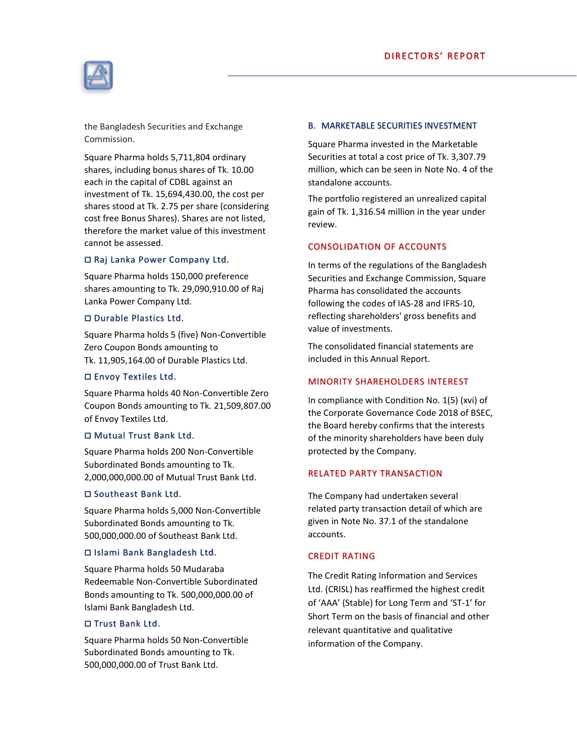the Bangladesh Securities and Exchange Commission.

Square Pharma holds 5,711,804 ordinary shares, including bonus shares of Tk. 10.00 each in the capital of CDBL against an investment of Tk. 15,694,430.00, the cost per shares stood at Tk. 2.75 per share (considering cost free Bonus Shares). Shares are not listed, therefore the market value of this investment cannot be assessed.

### ◻ Raj Lanka Power Company Ltd.

Square Pharma holds 150,000 preference shares amounting to Tk. 29,090,910.00 of Raj Lanka Power Company Ltd.

### ◻ Durable Plastics Ltd.

Square Pharma holds 5 (five) Non-Convertible Zero Coupon Bonds amounting to Tk. 11,905,164.00 of Durable Plastics Ltd.

### ◻ Envoy Textiles Ltd.

Square Pharma holds 40 Non-Convertible Zero Coupon Bonds amounting to Tk. 21,509,807.00 of Envoy Textiles Ltd.

### ◻ Mutual Trust Bank Ltd.

Square Pharma holds 200 Non-Convertible Subordinated Bonds amounting to Tk. 2,000,000,000.00 of Mutual Trust Bank Ltd.

### ◻ Southeast Bank Ltd.

Square Pharma holds 5,000 Non-Convertible Subordinated Bonds amounting to Tk. 500,000,000.00 of Southeast Bank Ltd.

### ◻ Islami Bank Bangladesh Ltd.

Square Pharma holds 50 Mudaraba Redeemable Non-Convertible Subordinated Bonds amounting to Tk. 500,000,000.00 of Islami Bank Bangladesh Ltd.

### ◻ Trust Bank Ltd.

Square Pharma holds 50 Non-Convertible Subordinated Bonds amounting to Tk. 500,000,000.00 of Trust Bank Ltd.

## B. MARKETABLE SECURITIES INVESTMENT

Square Pharma invested in the Marketable Securities at total a cost price of Tk. 3,307.79 million, which can be seen in Note No. 4 of the standalone accounts.

The portfolio registered an unrealized capital gain of Tk. 1,316.54 million in the year under review.

## CONSOLIDATION OF ACCOUNTS

In terms of the regulations of the Bangladesh Securities and Exchange Commission, Square Pharma has consolidated the accounts following the codes of IAS-28 and IFRS-10, reflecting shareholders' gross benefits and value of investments.

The consolidated financial statements are included in this Annual Report.

## MINORITY SHAREHOLDERS INTEREST

In compliance with Condition No. 1(5) (xvi) of the Corporate Governance Code 2018 of BSEC, the Board hereby confirms that the interests of the minority shareholders have been duly protected by the Company.

## RELATED PARTY TRANSACTION

The Company had undertaken several related party transaction detail of which are given in Note No. 37.1 of the standalone accounts.

## CREDIT RATING

The Credit Rating Information and Services Ltd. (CRISL) has reaffirmed the highest credit of 'AAA' (Stable) for Long Term and 'ST-1' for Short Term on the basis of financial and other relevant quantitative and qualitative information of the Company.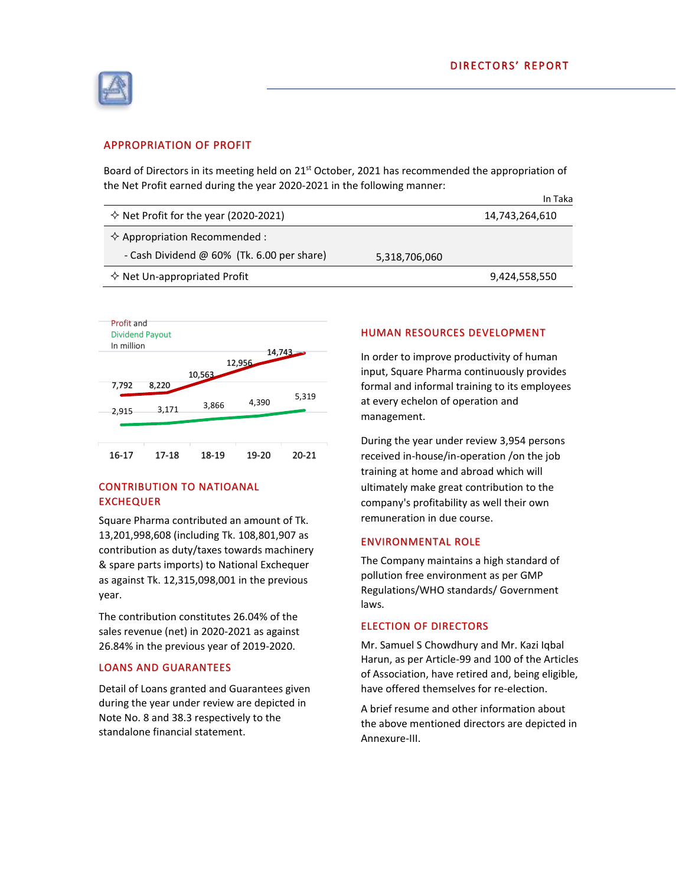## APPROPRIATION OF PROFIT

Board of Directors in its meeting held on 21st October, 2021 has recommended the appropriation of the Net Profit earned during the year 2020-2021 in the following manner:

In Taka

| | | |
|---|---|---|
| ✧ Net Profit for the year (2020-2021) | | 14,743,264,610 |
| ✧ Appropriation Recommended : | | |
| - Cash Dividend @ 60% (Tk. 6.00 per share) | 5,318,706,060 | |
| ✧ Net Un-appropriated Profit | | 9,424,558,550 |

Profit and Dividend Payout
In million

| | 16-17 | 17-18 | 18-19 | 19-20 | 20-21 |
|---|---|---|---|---|---|
| Profit | 7,792 | 8,220 | 10,563 | 12,956 | 14,743 |
| Dividend Payout | 2,915 | 3,171 | 3,866 | 4,390 | 5,319 |

## CONTRIBUTION TO NATIOANAL EXCHEQUER

Square Pharma contributed an amount of Tk. 13,201,998,608 (including Tk. 108,801,907 as contribution as duty/taxes towards machinery & spare parts imports) to National Exchequer as against Tk. 12,315,098,001 in the previous year.

The contribution constitutes 26.04% of the sales revenue (net) in 2020-2021 as against 26.84% in the previous year of 2019-2020.

## LOANS AND GUARANTEES

Detail of Loans granted and Guarantees given during the year under review are depicted in Note No. 8 and 38.3 respectively to the standalone financial statement.

## HUMAN RESOURCES DEVELOPMENT

In order to improve productivity of human input, Square Pharma continuously provides formal and informal training to its employees at every echelon of operation and management.

During the year under review 3,954 persons received in-house/in-operation /on the job training at home and abroad which will ultimately make great contribution to the company's profitability as well their own remuneration in due course.

## ENVIRONMENTAL ROLE

The Company maintains a high standard of pollution free environment as per GMP Regulations/WHO standards/ Government laws.

## ELECTION OF DIRECTORS

Mr. Samuel S Chowdhury and Mr. Kazi Iqbal Harun, as per Article-99 and 100 of the Articles of Association, have retired and, being eligible, have offered themselves for re-election.

A brief resume and other information about the above mentioned directors are depicted in Annexure-III.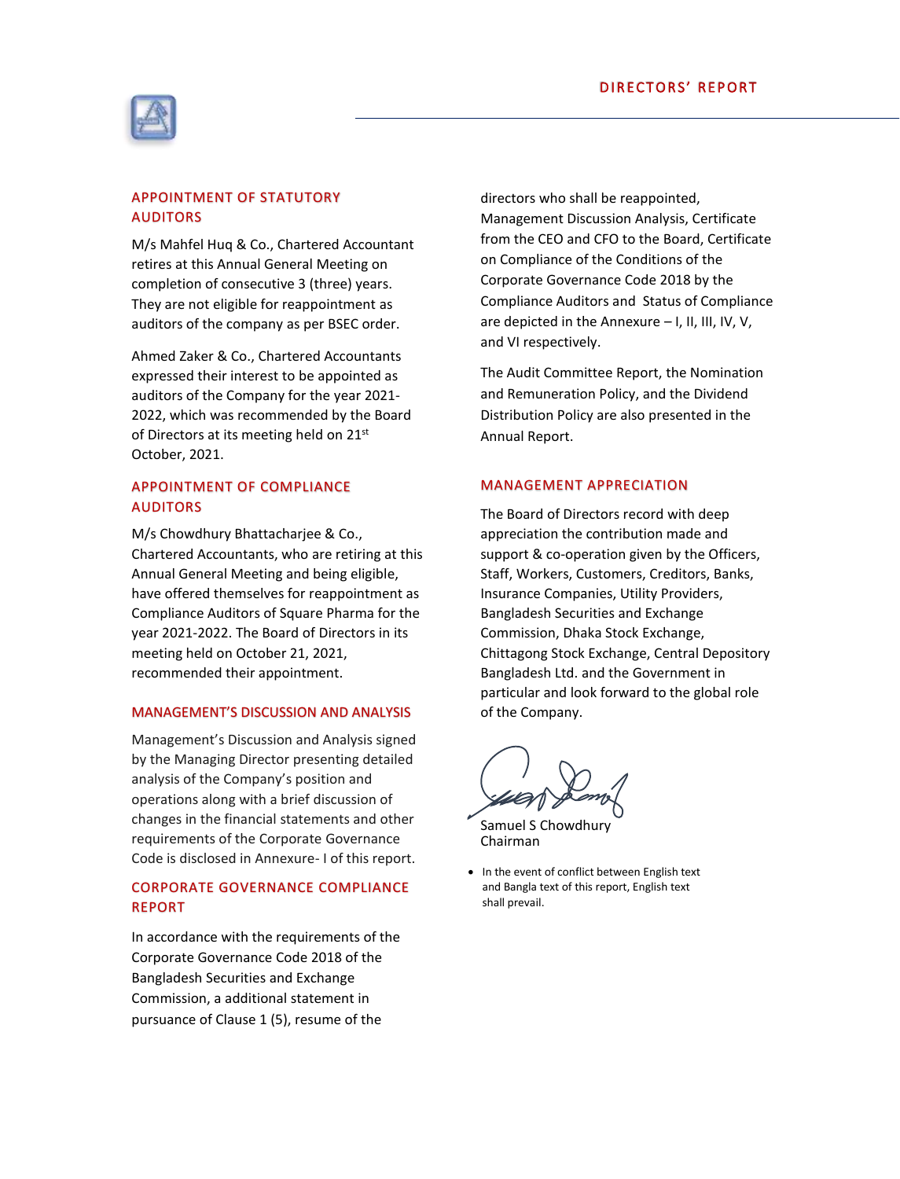## APPOINTMENT OF STATUTORY AUDITORS

M/s Mahfel Huq & Co., Chartered Accountant retires at this Annual General Meeting on completion of consecutive 3 (three) years. They are not eligible for reappointment as auditors of the company as per BSEC order.

Ahmed Zaker & Co., Chartered Accountants expressed their interest to be appointed as auditors of the Company for the year 2021-2022, which was recommended by the Board of Directors at its meeting held on 21st October, 2021.

## APPOINTMENT OF COMPLIANCE AUDITORS

M/s Chowdhury Bhattacharjee & Co., Chartered Accountants, who are retiring at this Annual General Meeting and being eligible, have offered themselves for reappointment as Compliance Auditors of Square Pharma for the year 2021-2022. The Board of Directors in its meeting held on October 21, 2021, recommended their appointment.

## MANAGEMENT'S DISCUSSION AND ANALYSIS

Management's Discussion and Analysis signed by the Managing Director presenting detailed analysis of the Company's position and operations along with a brief discussion of changes in the financial statements and other requirements of the Corporate Governance Code is disclosed in Annexure- I of this report.

## CORPORATE GOVERNANCE COMPLIANCE REPORT

In accordance with the requirements of the Corporate Governance Code 2018 of the Bangladesh Securities and Exchange Commission, a additional statement in pursuance of Clause 1 (5), resume of the directors who shall be reappointed, Management Discussion Analysis, Certificate from the CEO and CFO to the Board, Certificate on Compliance of the Conditions of the Corporate Governance Code 2018 by the Compliance Auditors and Status of Compliance are depicted in the Annexure – I, II, III, IV, V, and VI respectively.

The Audit Committee Report, the Nomination and Remuneration Policy, and the Dividend Distribution Policy are also presented in the Annual Report.

## MANAGEMENT APPRECIATION

The Board of Directors record with deep appreciation the contribution made and support & co-operation given by the Officers, Staff, Workers, Customers, Creditors, Banks, Insurance Companies, Utility Providers, Bangladesh Securities and Exchange Commission, Dhaka Stock Exchange, Chittagong Stock Exchange, Central Depository Bangladesh Ltd. and the Government in particular and look forward to the global role of the Company.

Samuel S Chowdhury
Chairman

- In the event of conflict between English text and Bangla text of this report, English text shall prevail.